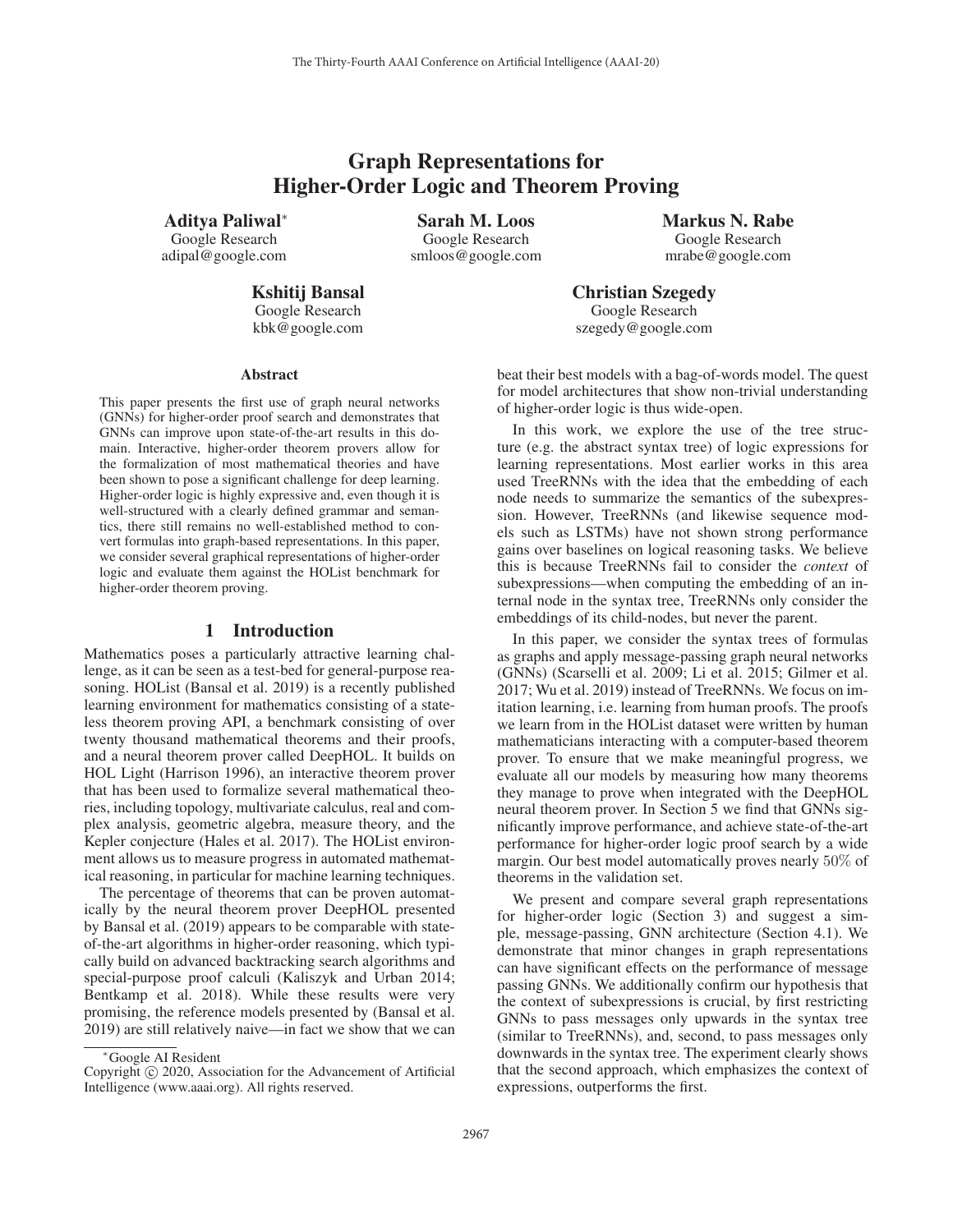# Graph Representations for Higher-Order Logic and Theorem Proving

**Aditya Paliwal**[*]
Google Research
adipal@google.com

**Sarah M. Loos**
Google Research
smloos@google.com

**Markus N. Rabe**
Google Research
mrabe@google.com

**Kshitij Bansal**
Google Research
kbk@google.com

**Christian Szegedy**
Google Research
szegedy@google.com

### Abstract

This paper presents the first use of graph neural networks (GNNs) for higher-order proof search and demonstrates that GNNs can improve upon state-of-the-art results in this domain. Interactive, higher-order theorem provers allow for the formalization of most mathematical theories and have been shown to pose a significant challenge for deep learning. Higher-order logic is highly expressive and, even though it is well-structured with a clearly defined grammar and semantics, there still remains no well-established method to convert formulas into graph-based representations. In this paper, we consider several graphical representations of higher-order logic and evaluate them against the HOList benchmark for higher-order theorem proving.

## 1 Introduction

Mathematics poses a particularly attractive learning challenge, as it can be seen as a test-bed for general-purpose reasoning. HOList (Bansal et al. 2019) is a recently published learning environment for mathematics consisting of a stateless theorem proving API, a benchmark consisting of over twenty thousand mathematical theorems and their proofs, and a neural theorem prover called DeepHOL. It builds on HOL Light (Harrison 1996), an interactive theorem prover that has been used to formalize several mathematical theories, including topology, multivariate calculus, real and complex analysis, geometric algebra, measure theory, and the Kepler conjecture (Hales et al. 2017). The HOList environment allows us to measure progress in automated mathematical reasoning, in particular for machine learning techniques.

The percentage of theorems that can be proven automatically by the neural theorem prover DeepHOL presented by Bansal et al. (2019) appears to be comparable with state-of-the-art algorithms in higher-order reasoning, which typically build on advanced backtracking search algorithms and special-purpose proof calculi (Kaliszyk and Urban 2014; Bentkamp et al. 2018). While these results were very promising, the reference models presented by (Bansal et al. 2019) are still relatively naive—in fact we show that we can beat their best models with a bag-of-words model. The quest for model architectures that show non-trivial understanding of higher-order logic is thus wide-open.

In this work, we explore the use of the tree structure (e.g. the abstract syntax tree) of logic expressions for learning representations. Most earlier works in this area used TreeRNNs with the idea that the embedding of each node needs to summarize the semantics of the subexpression. However, TreeRNNs (and likewise sequence models such as LSTMs) have not shown strong performance gains over baselines on logical reasoning tasks. We believe this is because TreeRNNs fail to consider the *context* of subexpressions—when computing the embedding of an internal node in the syntax tree, TreeRNNs only consider the embeddings of its child-nodes, but never the parent.

In this paper, we consider the syntax trees of formulas as graphs and apply message-passing graph neural networks (GNNs) (Scarselli et al. 2009; Li et al. 2015; Gilmer et al. 2017; Wu et al. 2019) instead of TreeRNNs. We focus on imitation learning, i.e. learning from human proofs. The proofs we learn from in the HOList dataset were written by human mathematicians interacting with a computer-based theorem prover. To ensure that we make meaningful progress, we evaluate all our models by measuring how many theorems they manage to prove when integrated with the DeepHOL neural theorem prover. In Section 5 we find that GNNs significantly improve performance, and achieve state-of-the-art performance for higher-order logic proof search by a wide margin. Our best model automatically proves nearly $50\%$ of theorems in the validation set.

We present and compare several graph representations for higher-order logic (Section 3) and suggest a simple, message-passing, GNN architecture (Section 4.1). We demonstrate that minor changes in graph representations can have significant effects on the performance of message passing GNNs. We additionally confirm our hypothesis that the context of subexpressions is crucial, by first restricting GNNs to pass messages only upwards in the syntax tree (similar to TreeRNNs), and, second, to pass messages only downwards in the syntax tree. The experiment clearly shows that the second approach, which emphasizes the context of expressions, outperforms the first.

[*]Google AI Resident

Copyright © 2020, Association for the Advancement of Artificial Intelligence (www.aaai.org). All rights reserved.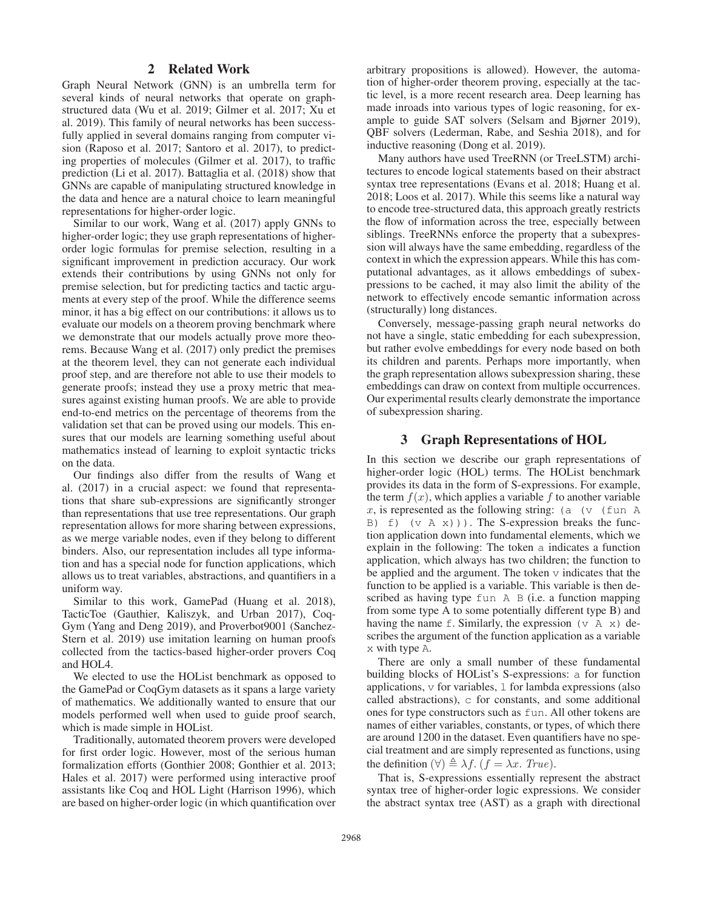## 2 Related Work

Graph Neural Network (GNN) is an umbrella term for several kinds of neural networks that operate on graph-structured data (Wu et al. 2019; Gilmer et al. 2017; Xu et al. 2019). This family of neural networks has been successfully applied in several domains ranging from computer vision (Raposo et al. 2017; Santoro et al. 2017), to predicting properties of molecules (Gilmer et al. 2017), to traffic prediction (Li et al. 2017). Battaglia et al. (2018) show that GNNs are capable of manipulating structured knowledge in the data and hence are a natural choice to learn meaningful representations for higher-order logic.

Similar to our work, Wang et al. (2017) apply GNNs to higher-order logic; they use graph representations of higher-order logic formulas for premise selection, resulting in a significant improvement in prediction accuracy. Our work extends their contributions by using GNNs not only for premise selection, but for predicting tactics and tactic arguments at every step of the proof. While the difference seems minor, it has a big effect on our contributions: it allows us to evaluate our models on a theorem proving benchmark where we demonstrate that our models actually prove more theorems. Because Wang et al. (2017) only predict the premises at the theorem level, they can not generate each individual proof step, and are therefore not able to use their models to generate proofs; instead they use a proxy metric that measures against existing human proofs. We are able to provide end-to-end metrics on the percentage of theorems from the validation set that can be proved using our models. This ensures that our models are learning something useful about mathematics instead of learning to exploit syntactic tricks on the data.

Our findings also differ from the results of Wang et al. (2017) in a crucial aspect: we found that representations that share sub-expressions are significantly stronger than representations that use tree representations. Our graph representation allows for more sharing between expressions, as we merge variable nodes, even if they belong to different binders. Also, our representation includes all type information and has a special node for function applications, which allows us to treat variables, abstractions, and quantifiers in a uniform way.

Similar to this work, GamePad (Huang et al. 2018), TacticToe (Gauthier, Kaliszyk, and Urban 2017), CoqGym (Yang and Deng 2019), and Proverbot9001 (Sanchez-Stern et al. 2019) use imitation learning on human proofs collected from the tactics-based higher-order provers Coq and HOL4.

We elected to use the HOList benchmark as opposed to the GamePad or CoqGym datasets as it spans a large variety of mathematics. We additionally wanted to ensure that our models performed well when used to guide proof search, which is made simple in HOList.

Traditionally, automated theorem provers were developed for first order logic. However, most of the serious human formalization efforts (Gonthier 2008; Gonthier et al. 2013; Hales et al. 2017) were performed using interactive proof assistants like Coq and HOL Light (Harrison 1996), which are based on higher-order logic (in which quantification over arbitrary propositions is allowed). However, the automation of higher-order theorem proving, especially at the tactic level, is a more recent research area. Deep learning has made inroads into various types of logic reasoning, for example to guide SAT solvers (Selsam and Bjørner 2019), QBF solvers (Lederman, Rabe, and Seshia 2018), and for inductive reasoning (Dong et al. 2019).

Many authors have used TreeRNN (or TreeLSTM) architectures to encode logical statements based on their abstract syntax tree representations (Evans et al. 2018; Huang et al. 2018; Loos et al. 2017). While this seems like a natural way to encode tree-structured data, this approach greatly restricts the flow of information across the tree, especially between siblings. TreeRNNs enforce the property that a subexpression will always have the same embedding, regardless of the context in which the expression appears. While this has computational advantages, as it allows embeddings of subexpressions to be cached, it may also limit the ability of the network to effectively encode semantic information across (structurally) long distances.

Conversely, message-passing graph neural networks do not have a single, static embedding for each subexpression, but rather evolve embeddings for every node based on both its children and parents. Perhaps more importantly, when the graph representation allows subexpression sharing, these embeddings can draw on context from multiple occurrences. Our experimental results clearly demonstrate the importance of subexpression sharing.

## 3 Graph Representations of HOL

In this section we describe our graph representations of higher-order logic (HOL) terms. The HOList benchmark provides its data in the form of S-expressions. For example, the term $f(x)$, which applies a variable $f$ to another variable $x$, is represented as the following string: `(a (v (fun A B) f) (v A x)))`. The S-expression breaks the function application down into fundamental elements, which we explain in the following: The token `a` indicates a function application, which always has two children; the function to be applied and the argument. The token `v` indicates that the function to be applied is a variable. This variable is then described as having type `fun A B` (i.e. a function mapping from some type A to some potentially different type B) and having the name `f`. Similarly, the expression `(v A x)` describes the argument of the function application as a variable `x` with type `A`.

There are only a small number of these fundamental building blocks of HOList's S-expressions: `a` for function applications, `v` for variables, `l` for lambda expressions (also called abstractions), `c` for constants, and some additional ones for type constructors such as `fun`. All other tokens are names of either variables, constants, or types, of which there are around 1200 in the dataset. Even quantifiers have no special treatment and are simply represented as functions, using the definition $(\forall) \triangleq \lambda f. (f = \lambda x. \mathit{True})$.

That is, S-expressions essentially represent the abstract syntax tree of higher-order logic expressions. We consider the abstract syntax tree (AST) as a graph with directional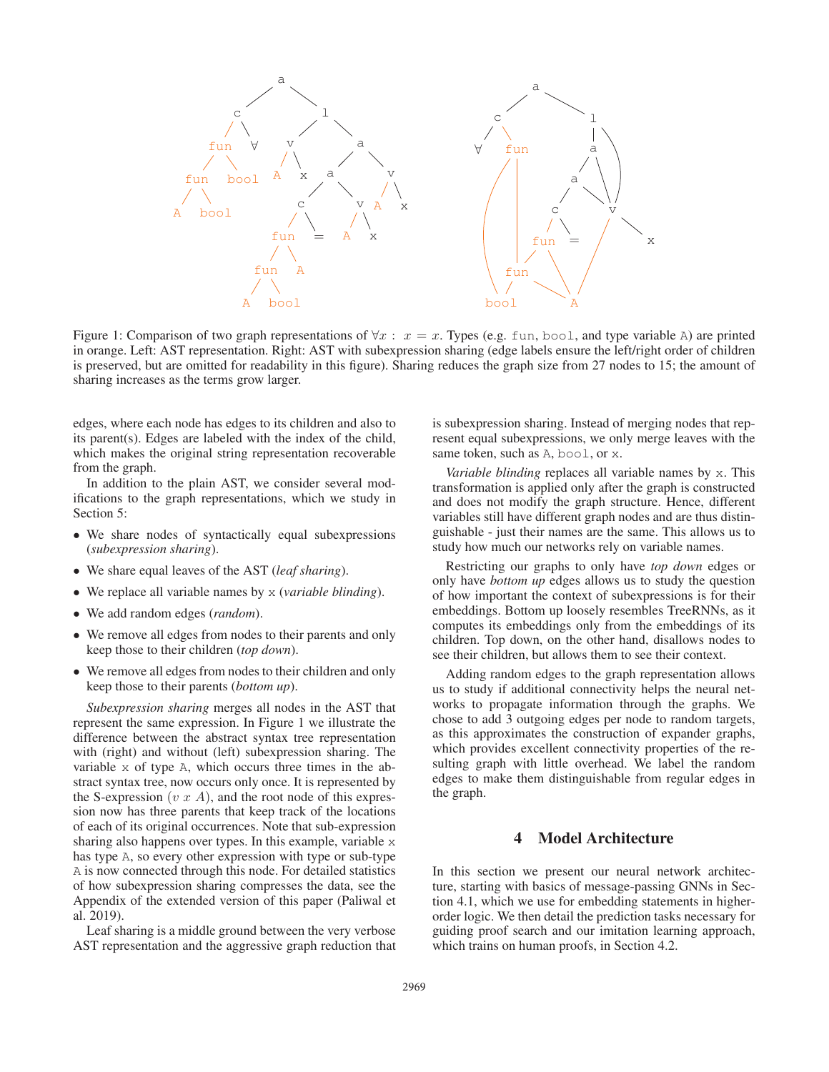Figure 1: Comparison of two graph representations of $\forall x:\ x = x$. Types (e.g. fun, bool, and type variable A) are printed in orange. Left: AST representation. Right: AST with subexpression sharing (edge labels ensure the left/right order of children is preserved, but are omitted for readability in this figure). Sharing reduces the graph size from 27 nodes to 15; the amount of sharing increases as the terms grow larger.

edges, where each node has edges to its children and also to its parent(s). Edges are labeled with the index of the child, which makes the original string representation recoverable from the graph.

In addition to the plain AST, we consider several modifications to the graph representations, which we study in Section 5:

- We share nodes of syntactically equal subexpressions (*subexpression sharing*).
- We share equal leaves of the AST (*leaf sharing*).
- We replace all variable names by x (*variable blinding*).
- We add random edges (*random*).
- We remove all edges from nodes to their parents and only keep those to their children (*top down*).
- We remove all edges from nodes to their children and only keep those to their parents (*bottom up*).

*Subexpression sharing* merges all nodes in the AST that represent the same expression. In Figure 1 we illustrate the difference between the abstract syntax tree representation with (right) and without (left) subexpression sharing. The variable x of type A, which occurs three times in the abstract syntax tree, now occurs only once. It is represented by the S-expression $(v\ x\ A)$, and the root node of this expression now has three parents that keep track of the locations of each of its original occurrences. Note that sub-expression sharing also happens over types. In this example, variable x has type A, so every other expression with type or sub-type A is now connected through this node. For detailed statistics of how subexpression sharing compresses the data, see the Appendix of the extended version of this paper (Paliwal et al. 2019).

Leaf sharing is a middle ground between the very verbose AST representation and the aggressive graph reduction that is subexpression sharing. Instead of merging nodes that represent equal subexpressions, we only merge leaves with the same token, such as A, bool, or x.

*Variable blinding* replaces all variable names by x. This transformation is applied only after the graph is constructed and does not modify the graph structure. Hence, different variables still have different graph nodes and are thus distinguishable - just their names are the same. This allows us to study how much our networks rely on variable names.

Restricting our graphs to only have *top down* edges or only have *bottom up* edges allows us to study the question of how important the context of subexpressions is for their embeddings. Bottom up loosely resembles TreeRNNs, as it computes its embeddings only from the embeddings of its children. Top down, on the other hand, disallows nodes to see their children, but allows them to see their context.

Adding random edges to the graph representation allows us to study if additional connectivity helps the neural networks to propagate information through the graphs. We chose to add 3 outgoing edges per node to random targets, as this approximates the construction of expander graphs, which provides excellent connectivity properties of the resulting graph with little overhead. We label the random edges to make them distinguishable from regular edges in the graph.

## 4 Model Architecture

In this section we present our neural network architecture, starting with basics of message-passing GNNs in Section 4.1, which we use for embedding statements in higher-order logic. We then detail the prediction tasks necessary for guiding proof search and our imitation learning approach, which trains on human proofs, in Section 4.2.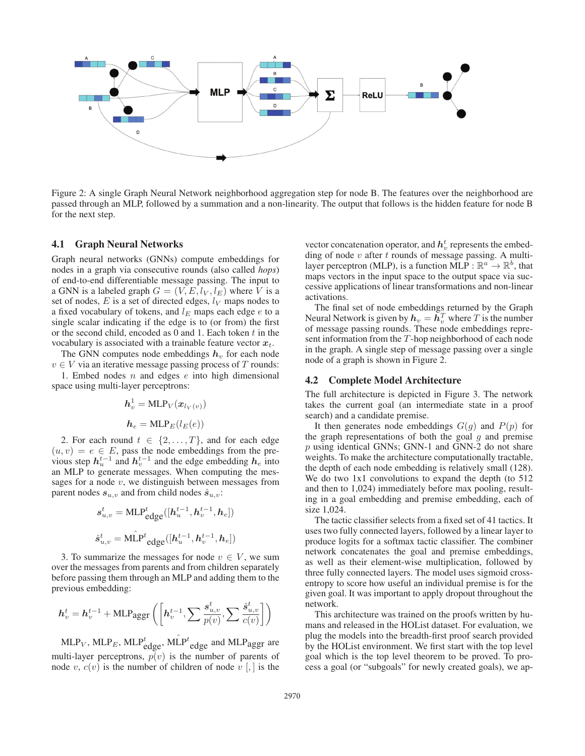Figure 2: A single Graph Neural Network neighborhood aggregation step for node B. The features over the neighborhood are passed through an MLP, followed by a summation and a non-linearity. The output that follows is the hidden feature for node B for the next step.

### 4.1 Graph Neural Networks

Graph neural networks (GNNs) compute embeddings for nodes in a graph via consecutive rounds (also called *hops*) of end-to-end differentiable message passing. The input to a GNN is a labeled graph $G = (V, E, l_V, l_E)$ where $V$ is a set of nodes, $E$ is a set of directed edges, $l_V$ maps nodes to a fixed vocabulary of tokens, and $l_E$ maps each edge $e$ to a single scalar indicating if the edge is to (or from) the first or the second child, encoded as 0 and 1. Each token $t$ in the vocabulary is associated with a trainable feature vector $\boldsymbol{x}_t$.

The GNN computes node embeddings $\boldsymbol{h}_v$ for each node $v \in V$ via an iterative message passing process of $T$ rounds:

1. Embed nodes $n$ and edges $e$ into high dimensional space using multi-layer perceptrons:

$$\boldsymbol{h}_v^1 = \text{MLP}_V(\boldsymbol{x}_{l_V(v)})$$

$$\boldsymbol{h}_e = \text{MLP}_E(l_E(e))$$

2. For each round $t \in \{2, \ldots, T\}$, and for each edge $(u, v) = e \in E$, pass the node embeddings from the previous step $\boldsymbol{h}_u^{t-1}$ and $\boldsymbol{h}_v^{t-1}$ and the edge embedding $\boldsymbol{h}_e$ into an MLP to generate messages. When computing the messages for a node $v$, we distinguish between messages from parent nodes $\boldsymbol{s}_{u,v}$ and from child nodes $\hat{\boldsymbol{s}}_{u,v}$:

$$\boldsymbol{s}_{u,v}^t = \text{MLP}_{\text{edge}}^t([\boldsymbol{h}_u^{t-1}, \boldsymbol{h}_v^{t-1}, \boldsymbol{h}_e])$$

$$\hat{\boldsymbol{s}}_{u,v}^t = \hat{\text{MLP}}_{\text{edge}}^t([\boldsymbol{h}_u^{t-1}, \boldsymbol{h}_v^{t-1}, \boldsymbol{h}_e])$$

3. To summarize the messages for node $v \in V$, we sum over the messages from parents and from children separately before passing them through an MLP and adding them to the previous embedding:

$$\boldsymbol{h}_v^t = \boldsymbol{h}_v^{t-1} + \text{MLP}_{\text{aggr}}\left(\left[\boldsymbol{h}_v^{t-1}, \sum \frac{\boldsymbol{s}_{u,v}^t}{p(v)}, \sum \frac{\hat{\boldsymbol{s}}_{u,v}^t}{c(v)}\right]\right)$$

$\text{MLP}_V$, $\text{MLP}_E$, $\text{MLP}_{\text{edge}}^t$, $\hat{\text{MLP}}_{\text{edge}}^t$ and $\text{MLP}_{\text{aggr}}$ are multi-layer perceptrons, $p(v)$ is the number of parents of node $v$, $c(v)$ is the number of children of node $v$ $[,]$ is the vector concatenation operator, and $\boldsymbol{h}_v^t$ represents the embedding of node $v$ after $t$ rounds of message passing. A multi-layer perceptron (MLP), is a function $\text{MLP} : \mathbb{R}^a \rightarrow \mathbb{R}^b$, that maps vectors in the input space to the output space via successive applications of linear transformations and non-linear activations.

The final set of node embeddings returned by the Graph Neural Network is given by $\boldsymbol{h}_v = \boldsymbol{h}_v^T$ where $T$ is the number of message passing rounds. These node embeddings represent information from the $T$-hop neighborhood of each node in the graph. A single step of message passing over a single node of a graph is shown in Figure 2.

### 4.2 Complete Model Architecture

The full architecture is depicted in Figure 3. The network takes the current goal (an intermediate state in a proof search) and a candidate premise.

It then generates node embeddings $G(g)$ and $P(p)$ for the graph representations of both the goal $g$ and premise $p$ using identical GNNs; GNN-1 and GNN-2 do not share weights. To make the architecture computationally tractable, the depth of each node embedding is relatively small (128). We do two 1x1 convolutions to expand the depth (to 512 and then to 1,024) immediately before max pooling, resulting in a goal embedding and premise embedding, each of size 1,024.

The tactic classifier selects from a fixed set of 41 tactics. It uses two fully connected layers, followed by a linear layer to produce logits for a softmax tactic classifier. The combiner network concatenates the goal and premise embeddings, as well as their element-wise multiplication, followed by three fully connected layers. The model uses sigmoid cross-entropy to score how useful an individual premise is for the given goal. It was important to apply dropout throughout the network.

This architecture was trained on the proofs written by humans and released in the HOList dataset. For evaluation, we plug the models into the breadth-first proof search provided by the HOList environment. We first start with the top level goal which is the top level theorem to be proved. To process a goal (or "subgoals" for newly created goals), we ap-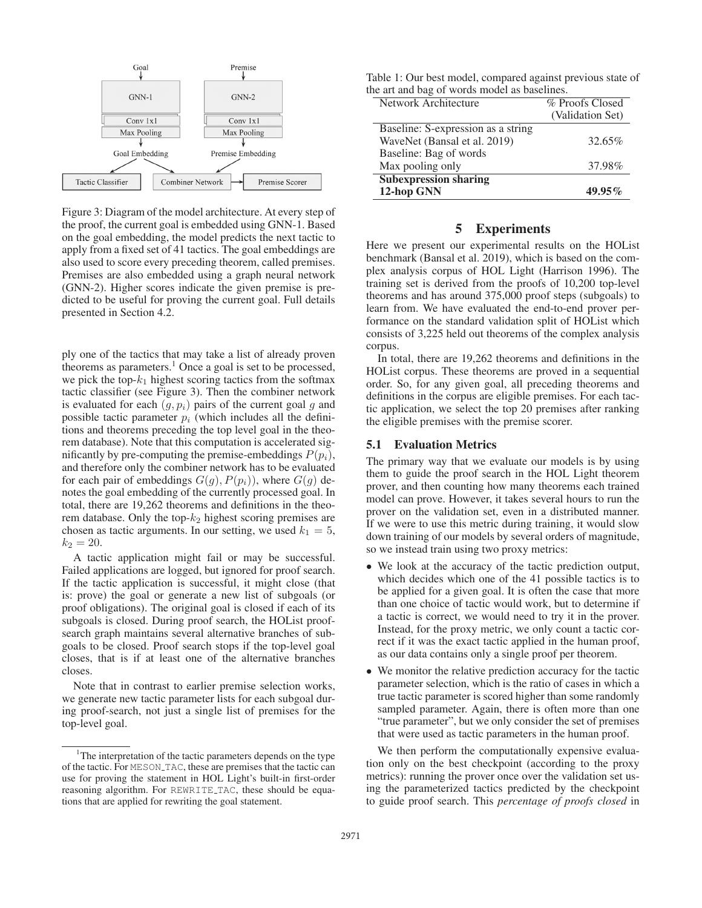Figure 3: Diagram of the model architecture. At every step of the proof, the current goal is embedded using GNN-1. Based on the goal embedding, the model predicts the next tactic to apply from a fixed set of 41 tactics. The goal embeddings are also used to score every preceding theorem, called premises. Premises are also embedded using a graph neural network (GNN-2). Higher scores indicate the given premise is predicted to be useful for proving the current goal. Full details presented in Section 4.2.

ply one of the tactics that may take a list of already proven theorems as parameters.[1] Once a goal is set to be processed, we pick the top-$k_1$ highest scoring tactics from the softmax tactic classifier (see Figure 3). Then the combiner network is evaluated for each $(g, p_i)$ pairs of the current goal $g$ and possible tactic parameter $p_i$ (which includes all the definitions and theorems preceding the top level goal in the theorem database). Note that this computation is accelerated significantly by pre-computing the premise-embeddings $P(p_i)$, and therefore only the combiner network has to be evaluated for each pair of embeddings $G(g), P(p_i)$), where $G(g)$ denotes the goal embedding of the currently processed goal. In total, there are 19,262 theorems and definitions in the theorem database. Only the top-$k_2$ highest scoring premises are chosen as tactic arguments. In our setting, we used $k_1 = 5$, $k_2 = 20$.

A tactic application might fail or may be successful. Failed applications are logged, but ignored for proof search. If the tactic application is successful, it might close (that is: prove) the goal or generate a new list of subgoals (or proof obligations). The original goal is closed if each of its subgoals is closed. During proof search, the HOList proof-search graph maintains several alternative branches of subgoals to be closed. Proof search stops if the top-level goal closes, that is if at least one of the alternative branches closes.

Note that in contrast to earlier premise selection works, we generate new tactic parameter lists for each subgoal during proof-search, not just a single list of premises for the top-level goal.

[1] The interpretation of the tactic parameters depends on the type of the tactic. For MESON_TAC, these are premises that the tactic can use for proving the statement in HOL Light's built-in first-order reasoning algorithm. For REWRITE_TAC, these should be equations that are applied for rewriting the goal statement.

Table 1: Our best model, compared against previous state of the art and bag of words model as baselines.

| Network Architecture | % Proofs Closed (Validation Set) |
|---|---|
| Baseline: S-expression as a string WaveNet (Bansal et al. 2019) | 32.65% |
| Baseline: Bag of words Max pooling only | 37.98% |
| **Subexpression sharing 12-hop GNN** | **49.95%** |

## 5 Experiments

Here we present our experimental results on the HOList benchmark (Bansal et al. 2019), which is based on the complex analysis corpus of HOL Light (Harrison 1996). The training set is derived from the proofs of 10,200 top-level theorems and has around 375,000 proof steps (subgoals) to learn from. We have evaluated the end-to-end prover performance on the standard validation split of HOList which consists of 3,225 held out theorems of the complex analysis corpus.

In total, there are 19,262 theorems and definitions in the HOList corpus. These theorems are proved in a sequential order. So, for any given goal, all preceding theorems and definitions in the corpus are eligible premises. For each tactic application, we select the top 20 premises after ranking the eligible premises with the premise scorer.

### 5.1 Evaluation Metrics

The primary way that we evaluate our models is by using them to guide the proof search in the HOL Light theorem prover, and then counting how many theorems each trained model can prove. However, it takes several hours to run the prover on the validation set, even in a distributed manner. If we were to use this metric during training, it would slow down training of our models by several orders of magnitude, so we instead train using two proxy metrics:

- We look at the accuracy of the tactic prediction output, which decides which one of the 41 possible tactics is to be applied for a given goal. It is often the case that more than one choice of tactic would work, but to determine if a tactic is correct, we would need to try it in the prover. Instead, for the proxy metric, we only count a tactic correct if it was the exact tactic applied in the human proof, as our data contains only a single proof per theorem.
- We monitor the relative prediction accuracy for the tactic parameter selection, which is the ratio of cases in which a true tactic parameter is scored higher than some randomly sampled parameter. Again, there is often more than one "true parameter", but we only consider the set of premises that were used as tactic parameters in the human proof.

We then perform the computationally expensive evaluation only on the best checkpoint (according to the proxy metrics): running the prover once over the validation set using the parameterized tactics predicted by the checkpoint to guide proof search. This *percentage of proofs closed* in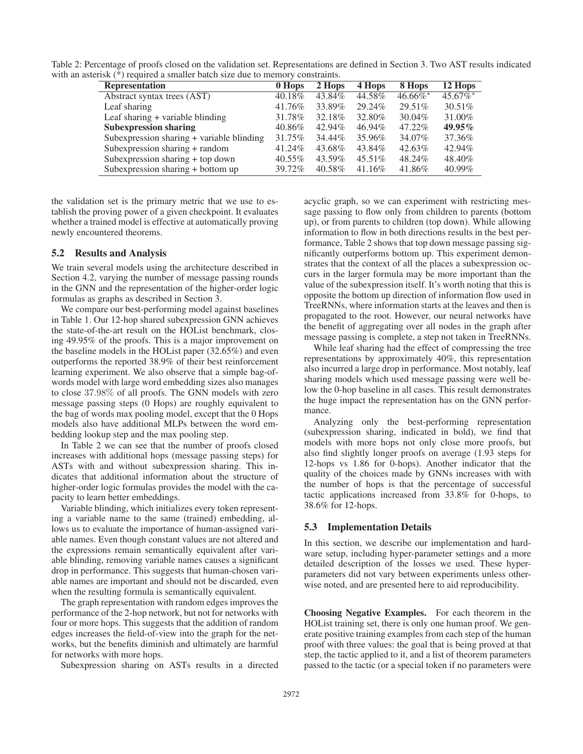Table 2: Percentage of proofs closed on the validation set. Representations are defined in Section 3. Two AST results indicated with an asterisk (*) required a smaller batch size due to memory constraints.

| Representation | 0 Hops | 2 Hops | 4 Hops | 8 Hops | 12 Hops |
|---|---|---|---|---|---|
| Abstract syntax trees (AST) | 40.18% | 43.84% | 44.58% | 46.66%* | 45.67%* |
| Leaf sharing | 41.76% | 33.89% | 29.24% | 29.51% | 30.51% |
| Leaf sharing + variable blinding | 31.78% | 32.18% | 32.80% | 30.04% | 31.00% |
| **Subexpression sharing** | 40.86% | 42.94% | 46.94% | 47.22% | **49.95%** |
| Subexpression sharing + variable blinding | 31.75% | 34.44% | 35.96% | 34.07% | 37.36% |
| Subexpression sharing + random | 41.24% | 43.68% | 43.84% | 42.63% | 42.94% |
| Subexpression sharing + top down | 40.55% | 43.59% | 45.51% | 48.24% | 48.40% |
| Subexpression sharing + bottom up | 39.72% | 40.58% | 41.16% | 41.86% | 40.99% |

the validation set is the primary metric that we use to establish the proving power of a given checkpoint. It evaluates whether a trained model is effective at automatically proving newly encountered theorems.

### 5.2 Results and Analysis

We train several models using the architecture described in Section 4.2, varying the number of message passing rounds in the GNN and the representation of the higher-order logic formulas as graphs as described in Section 3.

We compare our best-performing model against baselines in Table 1. Our 12-hop shared subexpression GNN achieves the state-of-the-art result on the HOList benchmark, closing 49.95% of the proofs. This is a major improvement on the baseline models in the HOList paper (32.65%) and even outperforms the reported 38.9% of their best reinforcement learning experiment. We also observe that a simple bag-of-words model with large word embedding sizes also manages to close 37.98% of all proofs. The GNN models with zero message passing steps (0 Hops) are roughly equivalent to the bag of words max pooling model, except that the 0 Hops models also have additional MLPs between the word embedding lookup step and the max pooling step.

In Table 2 we can see that the number of proofs closed increases with additional hops (message passing steps) for ASTs with and without subexpression sharing. This indicates that additional information about the structure of higher-order logic formulas provides the model with the capacity to learn better embeddings.

Variable blinding, which initializes every token representing a variable name to the same (trained) embedding, allows us to evaluate the importance of human-assigned variable names. Even though constant values are not altered and the expressions remain semantically equivalent after variable blinding, removing variable names causes a significant drop in performance. This suggests that human-chosen variable names are important and should not be discarded, even when the resulting formula is semantically equivalent.

The graph representation with random edges improves the performance of the 2-hop network, but not for networks with four or more hops. This suggests that the addition of random edges increases the field-of-view into the graph for the networks, but the benefits diminish and ultimately are harmful for networks with more hops.

Subexpression sharing on ASTs results in a directed acyclic graph, so we can experiment with restricting message passing to flow only from children to parents (bottom up), or from parents to children (top down). While allowing information to flow in both directions results in the best performance, Table 2 shows that top down message passing significantly outperforms bottom up. This experiment demonstrates that the context of all the places a subexpression occurs in the larger formula may be more important than the value of the subexpression itself. It's worth noting that this is opposite the bottom up direction of information flow used in TreeRNNs, where information starts at the leaves and then is propagated to the root. However, our neural networks have the benefit of aggregating over all nodes in the graph after message passing is complete, a step not taken in TreeRNNs.

While leaf sharing had the effect of compressing the tree representations by approximately 40%, this representation also incurred a large drop in performance. Most notably, leaf sharing models which used message passing were well below the 0-hop baseline in all cases. This result demonstrates the huge impact the representation has on the GNN performance.

Analyzing only the best-performing representation (subexpression sharing, indicated in bold), we find that models with more hops not only close more proofs, but also find slightly longer proofs on average (1.93 steps for 12-hops vs 1.86 for 0-hops). Another indicator that the quality of the choices made by GNNs increases with with the number of hops is that the percentage of successful tactic applications increased from 33.8% for 0-hops, to 38.6% for 12-hops.

### 5.3 Implementation Details

In this section, we describe our implementation and hardware setup, including hyper-parameter settings and a more detailed description of the losses we used. These hyperparameters did not vary between experiments unless otherwise noted, and are presented here to aid reproducibility.

**Choosing Negative Examples.** For each theorem in the HOList training set, there is only one human proof. We generate positive training examples from each step of the human proof with three values: the goal that is being proved at that step, the tactic applied to it, and a list of theorem parameters passed to the tactic (or a special token if no parameters were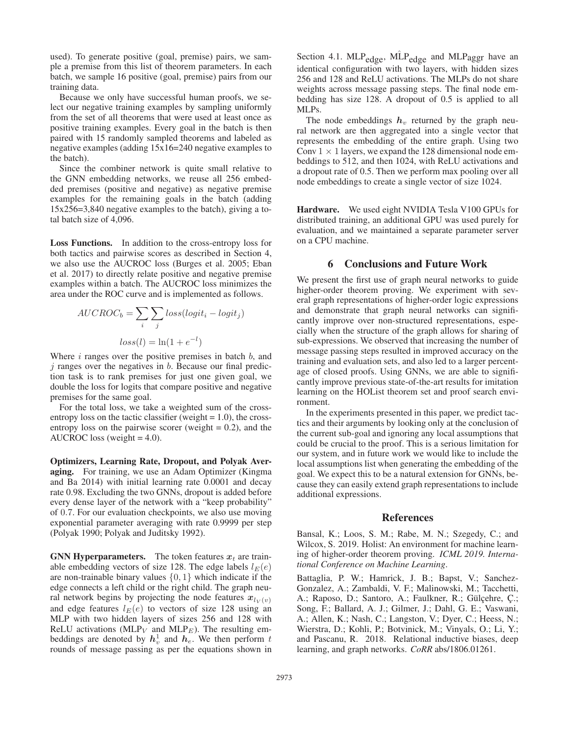used). To generate positive (goal, premise) pairs, we sample a premise from this list of theorem parameters. In each batch, we sample 16 positive (goal, premise) pairs from our training data.

Because we only have successful human proofs, we select our negative training examples by sampling uniformly from the set of all theorems that were used at least once as positive training examples. Every goal in the batch is then paired with 15 randomly sampled theorems and labeled as negative examples (adding 15x16=240 negative examples to the batch).

Since the combiner network is quite small relative to the GNN embedding networks, we reuse all 256 embedded premises (positive and negative) as negative premise examples for the remaining goals in the batch (adding 15x256=3,840 negative examples to the batch), giving a total batch size of 4,096.

**Loss Functions.** In addition to the cross-entropy loss for both tactics and pairwise scores as described in Section 4, we also use the AUCROC loss (Burges et al. 2005; Eban et al. 2017) to directly relate positive and negative premise examples within a batch. The AUCROC loss minimizes the area under the ROC curve and is implemented as follows.

$$AUCROC_b = \sum_i \sum_j loss(logit_i - logit_j)$$

$$loss(l) = \ln(1 + e^{-l})$$

Where $i$ ranges over the positive premises in batch $b$, and $j$ ranges over the negatives in $b$. Because our final prediction task is to rank premises for just one given goal, we double the loss for logits that compare positive and negative premises for the same goal.

For the total loss, we take a weighted sum of the cross-entropy loss on the tactic classifier (weight = 1.0), the cross-entropy loss on the pairwise scorer (weight = 0.2), and the AUCROC loss (weight = 4.0).

**Optimizers, Learning Rate, Dropout, and Polyak Averaging.** For training, we use an Adam Optimizer (Kingma and Ba 2014) with initial learning rate 0.0001 and decay rate 0.98. Excluding the two GNNs, dropout is added before every dense layer of the network with a "keep probability" of 0.7. For our evaluation checkpoints, we also use moving exponential parameter averaging with rate 0.9999 per step (Polyak 1990; Polyak and Juditsky 1992).

**GNN Hyperparameters.** The token features $\boldsymbol{x}_t$ are trainable embedding vectors of size 128. The edge labels $l_E(e)$ are non-trainable binary values $\{0, 1\}$ which indicate if the edge connects a left child or the right child. The graph neural network begins by projecting the node features $\boldsymbol{x}_{l_V(v)}$ and edge features $l_E(e)$ to vectors of size 128 using an MLP with two hidden layers of sizes 256 and 128 with ReLU activations ($\text{MLP}_V$ and $\text{MLP}_E$). The resulting embeddings are denoted by $\boldsymbol{h}_v^1$ and $\boldsymbol{h}_e$. We then perform $t$ rounds of message passing as per the equations shown in Section 4.1. $\text{MLP}_{\text{edge}}$, $\hat{\text{MLP}}_{\text{edge}}$ and $\text{MLP}_{\text{aggr}}$ have an identical configuration with two layers, with hidden sizes 256 and 128 and ReLU activations. The MLPs do not share weights across message passing steps. The final node embedding has size 128. A dropout of 0.5 is applied to all MLPs.

The node embeddings $\boldsymbol{h}_v$ returned by the graph neural network are then aggregated into a single vector that represents the embedding of the entire graph. Using two Conv $1 \times 1$ layers, we expand the 128 dimensional node embeddings to 512, and then 1024, with ReLU activations and a dropout rate of 0.5. Then we perform max pooling over all node embeddings to create a single vector of size 1024.

**Hardware.** We used eight NVIDIA Tesla V100 GPUs for distributed training, an additional GPU was used purely for evaluation, and we maintained a separate parameter server on a CPU machine.

## 6 Conclusions and Future Work

We present the first use of graph neural networks to guide higher-order theorem proving. We experiment with several graph representations of higher-order logic expressions and demonstrate that graph neural networks can significantly improve over non-structured representations, especially when the structure of the graph allows for sharing of sub-expressions. We observed that increasing the number of message passing steps resulted in improved accuracy on the training and evaluation sets, and also led to a larger percentage of closed proofs. Using GNNs, we are able to significantly improve previous state-of-the-art results for imitation learning on the HOList theorem set and proof search environment.

In the experiments presented in this paper, we predict tactics and their arguments by looking only at the conclusion of the current sub-goal and ignoring any local assumptions that could be crucial to the proof. This is a serious limitation for our system, and in future work we would like to include the local assumptions list when generating the embedding of the goal. We expect this to be a natural extension for GNNs, because they can easily extend graph representations to include additional expressions.

## References

Bansal, K.; Loos, S. M.; Rabe, M. N.; Szegedy, C.; and Wilcox, S. 2019. Holist: An environment for machine learning of higher-order theorem proving. *ICML 2019. International Conference on Machine Learning*.

Battaglia, P. W.; Hamrick, J. B.; Bapst, V.; Sanchez-Gonzalez, A.; Zambaldi, V. F.; Malinowski, M.; Tacchetti, A.; Raposo, D.; Santoro, A.; Faulkner, R.; Gülçehre, Ç.; Song, F.; Ballard, A. J.; Gilmer, J.; Dahl, G. E.; Vaswani, A.; Allen, K.; Nash, C.; Langston, V.; Dyer, C.; Heess, N.; Wierstra, D.; Kohli, P.; Botvinick, M.; Vinyals, O.; Li, Y.; and Pascanu, R. 2018. Relational inductive biases, deep learning, and graph networks. *CoRR* abs/1806.01261.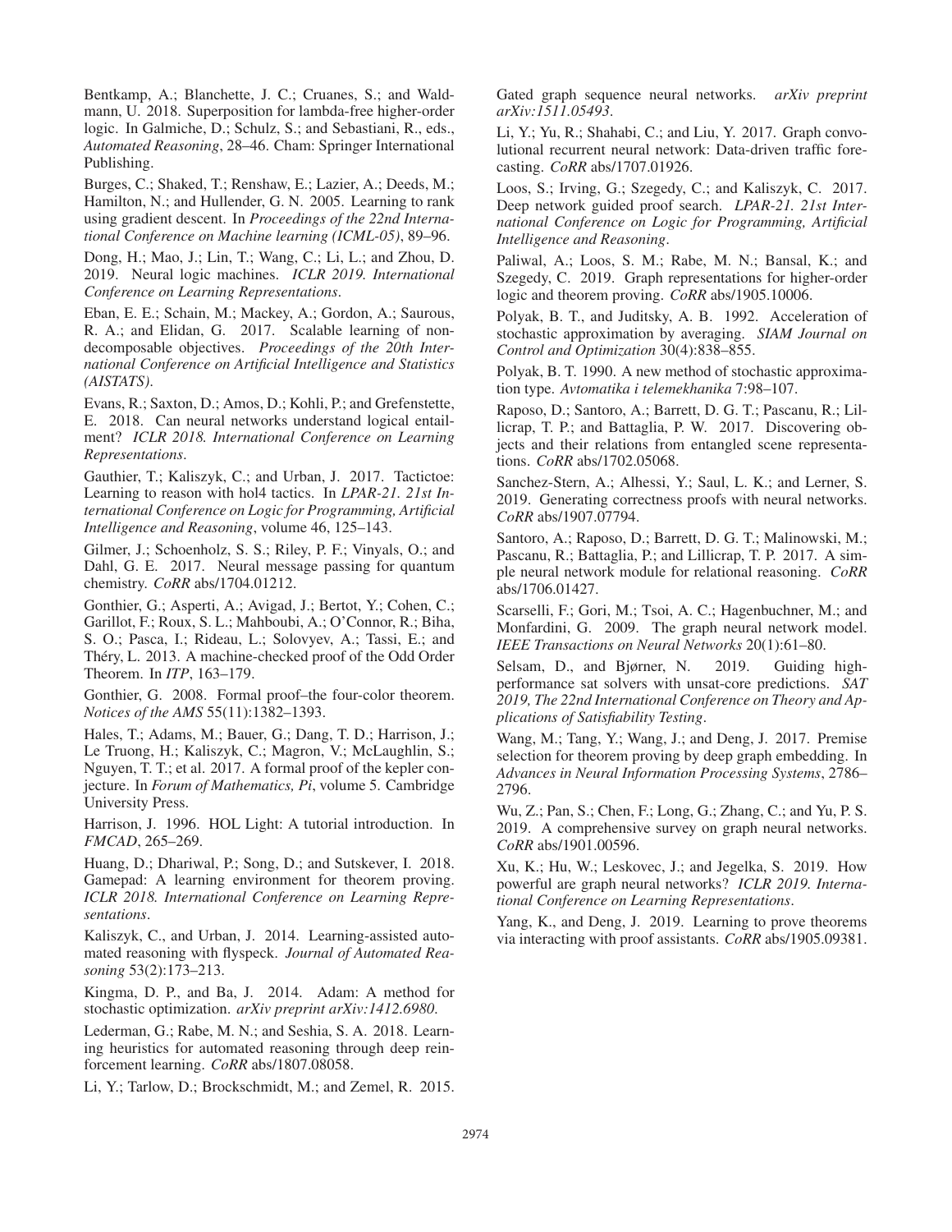Bentkamp, A.; Blanchette, J. C.; Cruanes, S.; and Waldmann, U. 2018. Superposition for lambda-free higher-order logic. In Galmiche, D.; Schulz, S.; and Sebastiani, R., eds., *Automated Reasoning*, 28–46. Cham: Springer International Publishing.

Burges, C.; Shaked, T.; Renshaw, E.; Lazier, A.; Deeds, M.; Hamilton, N.; and Hullender, G. N. 2005. Learning to rank using gradient descent. In *Proceedings of the 22nd International Conference on Machine learning (ICML-05)*, 89–96.

Dong, H.; Mao, J.; Lin, T.; Wang, C.; Li, L.; and Zhou, D. 2019. Neural logic machines. *ICLR 2019. International Conference on Learning Representations*.

Eban, E. E.; Schain, M.; Mackey, A.; Gordon, A.; Saurous, R. A.; and Elidan, G. 2017. Scalable learning of non-decomposable objectives. *Proceedings of the 20th International Conference on Artificial Intelligence and Statistics (AISTATS)*.

Evans, R.; Saxton, D.; Amos, D.; Kohli, P.; and Grefenstette, E. 2018. Can neural networks understand logical entailment? *ICLR 2018. International Conference on Learning Representations*.

Gauthier, T.; Kaliszyk, C.; and Urban, J. 2017. Tactictoe: Learning to reason with hol4 tactics. In *LPAR-21. 21st International Conference on Logic for Programming, Artificial Intelligence and Reasoning*, volume 46, 125–143.

Gilmer, J.; Schoenholz, S. S.; Riley, P. F.; Vinyals, O.; and Dahl, G. E. 2017. Neural message passing for quantum chemistry. *CoRR* abs/1704.01212.

Gonthier, G.; Asperti, A.; Avigad, J.; Bertot, Y.; Cohen, C.; Garillot, F.; Roux, S. L.; Mahboubi, A.; O'Connor, R.; Biha, S. O.; Pasca, I.; Rideau, L.; Solovyev, A.; Tassi, E.; and Théry, L. 2013. A machine-checked proof of the Odd Order Theorem. In *ITP*, 163–179.

Gonthier, G. 2008. Formal proof–the four-color theorem. *Notices of the AMS* 55(11):1382–1393.

Hales, T.; Adams, M.; Bauer, G.; Dang, T. D.; Harrison, J.; Le Truong, H.; Kaliszyk, C.; Magron, V.; McLaughlin, S.; Nguyen, T. T.; et al. 2017. A formal proof of the kepler conjecture. In *Forum of Mathematics, Pi*, volume 5. Cambridge University Press.

Harrison, J. 1996. HOL Light: A tutorial introduction. In *FMCAD*, 265–269.

Huang, D.; Dhariwal, P.; Song, D.; and Sutskever, I. 2018. Gamepad: A learning environment for theorem proving. *ICLR 2018. International Conference on Learning Representations*.

Kaliszyk, C., and Urban, J. 2014. Learning-assisted automated reasoning with flyspeck. *Journal of Automated Reasoning* 53(2):173–213.

Kingma, D. P., and Ba, J. 2014. Adam: A method for stochastic optimization. *arXiv preprint arXiv:1412.6980*.

Lederman, G.; Rabe, M. N.; and Seshia, S. A. 2018. Learning heuristics for automated reasoning through deep reinforcement learning. *CoRR* abs/1807.08058.

Li, Y.; Tarlow, D.; Brockschmidt, M.; and Zemel, R. 2015. Gated graph sequence neural networks. *arXiv preprint arXiv:1511.05493*.

Li, Y.; Yu, R.; Shahabi, C.; and Liu, Y. 2017. Graph convolutional recurrent neural network: Data-driven traffic forecasting. *CoRR* abs/1707.01926.

Loos, S.; Irving, G.; Szegedy, C.; and Kaliszyk, C. 2017. Deep network guided proof search. *LPAR-21. 21st International Conference on Logic for Programming, Artificial Intelligence and Reasoning*.

Paliwal, A.; Loos, S. M.; Rabe, M. N.; Bansal, K.; and Szegedy, C. 2019. Graph representations for higher-order logic and theorem proving. *CoRR* abs/1905.10006.

Polyak, B. T., and Juditsky, A. B. 1992. Acceleration of stochastic approximation by averaging. *SIAM Journal on Control and Optimization* 30(4):838–855.

Polyak, B. T. 1990. A new method of stochastic approximation type. *Avtomatika i telemekhanika* 7:98–107.

Raposo, D.; Santoro, A.; Barrett, D. G. T.; Pascanu, R.; Lillicrap, T. P.; and Battaglia, P. W. 2017. Discovering objects and their relations from entangled scene representations. *CoRR* abs/1702.05068.

Sanchez-Stern, A.; Alhessi, Y.; Saul, L. K.; and Lerner, S. 2019. Generating correctness proofs with neural networks. *CoRR* abs/1907.07794.

Santoro, A.; Raposo, D.; Barrett, D. G. T.; Malinowski, M.; Pascanu, R.; Battaglia, P.; and Lillicrap, T. P. 2017. A simple neural network module for relational reasoning. *CoRR* abs/1706.01427.

Scarselli, F.; Gori, M.; Tsoi, A. C.; Hagenbuchner, M.; and Monfardini, G. 2009. The graph neural network model. *IEEE Transactions on Neural Networks* 20(1):61–80.

Selsam, D., and Bjørner, N. 2019. Guiding high-performance sat solvers with unsat-core predictions. *SAT 2019, The 22nd International Conference on Theory and Applications of Satisfiability Testing*.

Wang, M.; Tang, Y.; Wang, J.; and Deng, J. 2017. Premise selection for theorem proving by deep graph embedding. In *Advances in Neural Information Processing Systems*, 2786–2796.

Wu, Z.; Pan, S.; Chen, F.; Long, G.; Zhang, C.; and Yu, P. S. 2019. A comprehensive survey on graph neural networks. *CoRR* abs/1901.00596.

Xu, K.; Hu, W.; Leskovec, J.; and Jegelka, S. 2019. How powerful are graph neural networks? *ICLR 2019. International Conference on Learning Representations*.

Yang, K., and Deng, J. 2019. Learning to prove theorems via interacting with proof assistants. *CoRR* abs/1905.09381.